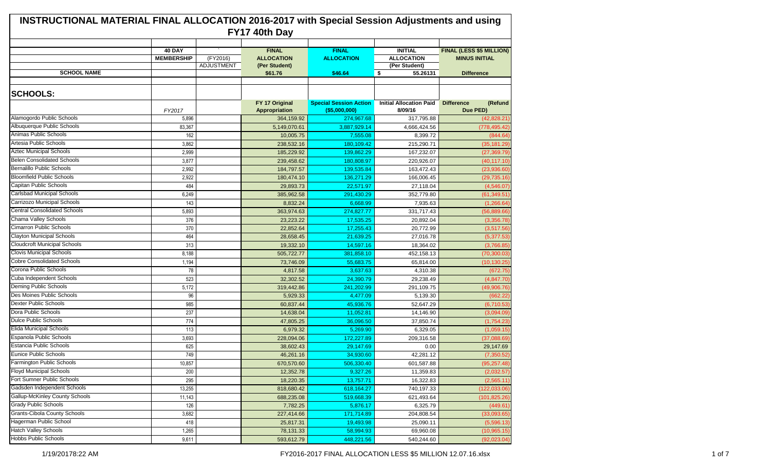# INSTRUCTIONAL MATERIAL FINAL ALLOCATION 2016-2017 with Special Session Adjustments and using FY17 40th Day

| | 40 DAY MEMBERSHIP | ` (FY2016) ADJUSTMENT | FINAL ALLOCATION (Per Student) $61.76 | FINAL ALLOCATION $46.64 | INITIAL ALLOCATION (Per Student) $ 55.26131 | FINAL (LESS $5 MILLION) MINUS INITIAL Difference |
|---|---|---|---|---|---|---|
| **SCHOOL NAME** | | | | | | |
| **SCHOOLS:** | | | | | | |
| | FY2017 | | FY 17 Original Appropriation | Special Session Action ($5,000,000) | Initial Allocation Paid 8/09/16 | Difference (Refund Due PED) |
| Alamogordo Public Schools | 5,896 | | 364,159.92 | 274,967.68 | 317,795.88 | (42,828.21) |
| Albuquerque Public Schools | 83,367 | | 5,149,070.61 | 3,887,929.14 | 4,666,424.56 | (778,495.42) |
| Animas Public Schools | 162 | | 10,005.75 | 7,555.08 | 8,399.72 | (844.64) |
| Artesia Public Schools | 3,862 | | 238,532.16 | 180,109.42 | 215,290.71 | (35,181.29) |
| Aztec Municipal Schools | 2,999 | | 185,229.92 | 139,862.29 | 167,232.07 | (27,369.79) |
| Belen Consolidated Schools | 3,877 | | 239,458.62 | 180,808.97 | 220,926.07 | (40,117.10) |
| Bernalillo Public Schools | 2,992 | | 184,797.57 | 139,535.84 | 163,472.43 | (23,936.60) |
| Bloomfield Public Schools | 2,922 | | 180,474.10 | 136,271.29 | 166,006.45 | (29,735.16) |
| Capitan Public Schools | 484 | | 29,893.73 | 22,571.97 | 27,118.04 | (4,546.07) |
| Carlsbad Municipal Schools | 6,249 | | 385,962.58 | 291,430.29 | 352,779.80 | (61,349.51) |
| Carrizozo Municipal Schools | 143 | | 8,832.24 | 6,668.99 | 7,935.63 | (1,266.64) |
| Central Consolidated Schools | 5,893 | | 363,974.63 | 274,827.77 | 331,717.43 | (56,889.66) |
| Chama Valley Schools | 376 | | 23,223.22 | 17,535.25 | 20,892.04 | (3,356.78) |
| Cimarron Public Schools | 370 | | 22,852.64 | 17,255.43 | 20,772.99 | (3,517.56) |
| Clayton Municipal Schools | 464 | | 28,658.45 | 21,639.25 | 27,016.78 | (5,377.53) |
| Cloudcroft Municipal Schools | 313 | | 19,332.10 | 14,597.16 | 18,364.02 | (3,766.85) |
| Clovis Municipal Schools | 8,188 | | 505,722.77 | 381,858.10 | 452,158.13 | (70,300.03) |
| Cobre Consolidated Schools | 1,194 | | 73,746.09 | 55,683.75 | 65,814.00 | (10,130.25) |
| Corona Public Schools | 78 | | 4,817.58 | 3,637.63 | 4,310.38 | (672.75) |
| Cuba Independent Schools | 523 | | 32,302.52 | 24,390.79 | 29,238.49 | (4,847.70) |
| Deming Public Schools | 5,172 | | 319,442.86 | 241,202.99 | 291,109.75 | (49,906.76) |
| Des Moines Public Schools | 96 | | 5,929.33 | 4,477.09 | 5,139.30 | (662.22) |
| Dexter Public Schools | 985 | | 60,837.44 | 45,936.76 | 52,647.29 | (6,710.53) |
| Dora Public Schools | 237 | | 14,638.04 | 11,052.81 | 14,146.90 | (3,094.09) |
| Dulce Public Schools | 774 | | 47,805.25 | 36,096.50 | 37,850.74 | (1,754.23) |
| Elida Municipal Schools | 113 | | 6,979.32 | 5,269.90 | 6,329.05 | (1,059.15) |
| Espanola Public Schools | 3,693 | | 228,094.06 | 172,227.89 | 209,316.58 | (37,088.69) |
| Estancia Public Schools | 625 | | 38,602.43 | 29,147.69 | 0.00 | 29,147.69 |
| Eunice Public Schools | 749 | | 46,261.16 | 34,930.60 | 42,281.12 | (7,350.52) |
| Farmington Public Schools | 10,857 | | 670,570.60 | 506,330.40 | 601,587.88 | (95,257.48) |
| Floyd Municipal Schools | 200 | | 12,352.78 | 9,327.26 | 11,359.83 | (2,032.57) |
| Fort Sumner Public Schools | 295 | | 18,220.35 | 13,757.71 | 16,322.83 | (2,565.11) |
| Gadsden Independent Schools | 13,255 | | 818,680.42 | 618,164.27 | 740,197.33 | (122,033.06) |
| Gallup-McKinley County Schools | 11,143 | | 688,235.08 | 519,668.39 | 621,493.64 | (101,825.26) |
| Grady Public Schools | 126 | | 7,782.25 | 5,876.17 | 6,325.79 | (449.61) |
| Grants-Cibola County Schools | 3,682 | | 227,414.66 | 171,714.89 | 204,808.54 | (33,093.65) |
| Hagerman Public School | 418 | | 25,817.31 | 19,493.98 | 25,090.11 | (5,596.13) |
| Hatch Valley Schools | 1,265 | | 78,131.33 | 58,994.93 | 69,960.08 | (10,965.15) |
| Hobbs Public Schools | 9,611 | | 593,612.79 | 448,221.56 | 540,244.60 | (92,023.04) |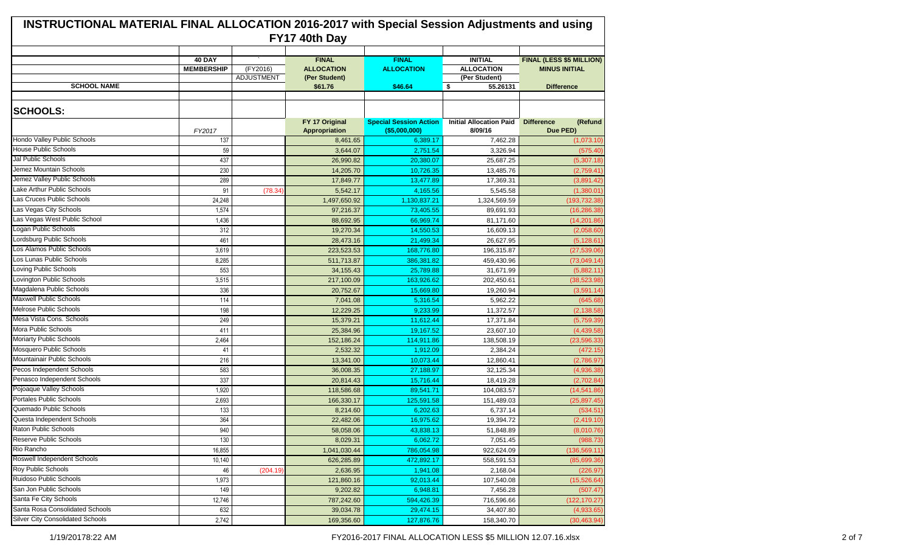# INSTRUCTIONAL MATERIAL FINAL ALLOCATION 2016-2017 with Special Session Adjustments and using FY17 40th Day

| | 40 DAY MEMBERSHIP | (FY2016) ADJUSTMENT | FINAL ALLOCATION (Per Student) $61.76 | FINAL ALLOCATION $46.64 | INITIAL ALLOCATION (Per Student) $ 55.26131 | FINAL (LESS $5 MILLION) MINUS INITIAL Difference |
|---|---|---|---|---|---|---|
| **SCHOOL NAME** | | | | | | |
| **SCHOOLS:** | | | | | | |
| | *FY2017* | | FY 17 Original Appropriation | Special Session Action ($5,000,000) | Initial Allocation Paid 8/09/16 | Difference (Refund Due PED) |
| Hondo Valley Public Schools | 137 | | 8,461.65 | 6,389.17 | 7,462.28 | (1,073.10) |
| House Public Schools | 59 | | 3,644.07 | 2,751.54 | 3,326.94 | (575.40) |
| Jal Public Schools | 437 | | 26,990.82 | 20,380.07 | 25,687.25 | (5,307.18) |
| Jemez Mountain Schools | 230 | | 14,205.70 | 10,726.35 | 13,485.76 | (2,759.41) |
| Jemez Valley Public Schools | 289 | | 17,849.77 | 13,477.89 | 17,369.31 | (3,891.42) |
| Lake Arthur Public Schools | 91 | (78.34) | 5,542.17 | 4,165.56 | 5,545.58 | (1,380.01) |
| Las Cruces Public Schools | 24,248 | | 1,497,650.92 | 1,130,837.21 | 1,324,569.59 | (193,732.38) |
| Las Vegas City Schools | 1,574 | | 97,216.37 | 73,405.55 | 89,691.93 | (16,286.38) |
| Las Vegas West Public School | 1,436 | | 88,692.95 | 66,969.74 | 81,171.60 | (14,201.86) |
| Logan Public Schools | 312 | | 19,270.34 | 14,550.53 | 16,609.13 | (2,058.60) |
| Lordsburg Public Schools | 461 | | 28,473.16 | 21,499.34 | 26,627.95 | (5,128.61) |
| Los Alamos Public Schools | 3,619 | | 223,523.53 | 168,776.80 | 196,315.87 | (27,539.06) |
| Los Lunas Public Schools | 8,285 | | 511,713.87 | 386,381.82 | 459,430.96 | (73,049.14) |
| Loving Public Schools | 553 | | 34,155.43 | 25,789.88 | 31,671.99 | (5,882.11) |
| Lovington Public Schools | 3,515 | | 217,100.09 | 163,926.62 | 202,450.61 | (38,523.98) |
| Magdalena Public Schools | 336 | | 20,752.67 | 15,669.80 | 19,260.94 | (3,591.14) |
| Maxwell Public Schools | 114 | | 7,041.08 | 5,316.54 | 5,962.22 | (645.68) |
| Melrose Public Schools | 198 | | 12,229.25 | 9,233.99 | 11,372.57 | (2,138.58) |
| Mesa Vista Cons. Schools | 249 | | 15,379.21 | 11,612.44 | 17,371.84 | (5,759.39) |
| Mora Public Schools | 411 | | 25,384.96 | 19,167.52 | 23,607.10 | (4,439.58) |
| Moriarty Public Schools | 2,464 | | 152,186.24 | 114,911.86 | 138,508.19 | (23,596.33) |
| Mosquero Public Schools | 41 | | 2,532.32 | 1,912.09 | 2,384.24 | (472.15) |
| Mountainair Public Schools | 216 | | 13,341.00 | 10,073.44 | 12,860.41 | (2,786.97) |
| Pecos Independent Schools | 583 | | 36,008.35 | 27,188.97 | 32,125.34 | (4,936.38) |
| Penasco Independent Schools | 337 | | 20,814.43 | 15,716.44 | 18,419.28 | (2,702.84) |
| Pojoaque Valley Schools | 1,920 | | 118,586.68 | 89,541.71 | 104,083.57 | (14,541.86) |
| Portales Public Schools | 2,693 | | 166,330.17 | 125,591.58 | 151,489.03 | (25,897.45) |
| Quemado Public Schools | 133 | | 8,214.60 | 6,202.63 | 6,737.14 | (534.51) |
| Questa Independent Schools | 364 | | 22,482.06 | 16,975.62 | 19,394.72 | (2,419.10) |
| Raton Public Schools | 940 | | 58,058.06 | 43,838.13 | 51,848.89 | (8,010.76) |
| Reserve Public Schools | 130 | | 8,029.31 | 6,062.72 | 7,051.45 | (988.73) |
| Rio Rancho | 16,855 | | 1,041,030.44 | 786,054.98 | 922,624.09 | (136,569.11) |
| Roswell Independent Schools | 10,140 | | 626,285.89 | 472,892.17 | 558,591.53 | (85,699.36) |
| Roy Public Schools | 46 | (204.19) | 2,636.95 | 1,941.08 | 2,168.04 | (226.97) |
| Ruidoso Public Schools | 1,973 | | 121,860.16 | 92,013.44 | 107,540.08 | (15,526.64) |
| San Jon Public Schools | 149 | | 9,202.82 | 6,948.81 | 7,456.28 | (507.47) |
| Santa Fe City Schools | 12,746 | | 787,242.60 | 594,426.39 | 716,596.66 | (122,170.27) |
| Santa Rosa Consolidated Schools | 632 | | 39,034.78 | 29,474.15 | 34,407.80 | (4,933.65) |
| Silver City Consolidated Schools | 2,742 | | 169,356.60 | 127,876.76 | 158,340.70 | (30,463.94) |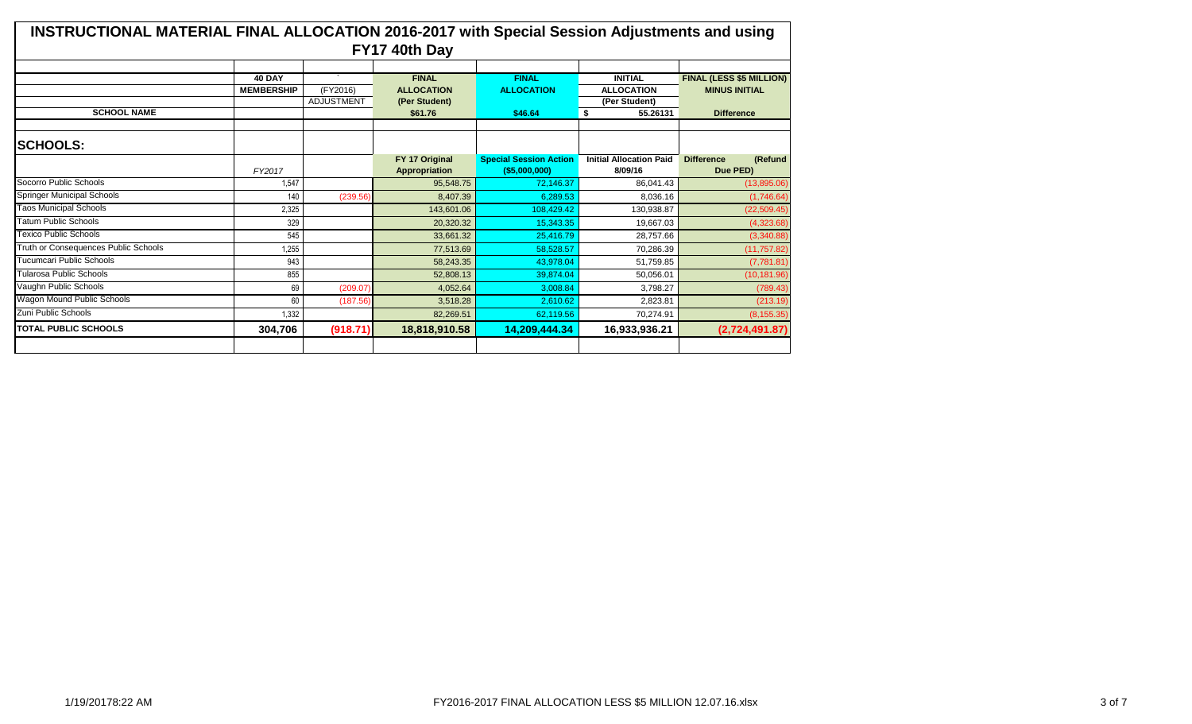# INSTRUCTIONAL MATERIAL FINAL ALLOCATION 2016-2017 with Special Session Adjustments and using FY17 40th Day

| SCHOOL NAME | 40 DAY MEMBERSHIP | (FY2016) ADJUSTMENT | FINAL ALLOCATION (Per Student) $61.76 | FINAL ALLOCATION $46.64 | INITIAL ALLOCATION (Per Student) $ 55.26131 | FINAL (LESS $5 MILLION) MINUS INITIAL Difference |
|---|---|---|---|---|---|---|
| **SCHOOLS:** | | | | | | |
| | FY2017 | | FY 17 Original Appropriation | Special Session Action ($5,000,000) | Initial Allocation Paid 8/09/16 | Difference (Refund Due PED) |
| Socorro Public Schools | 1,547 | | 95,548.75 | 72,146.37 | 86,041.43 | (13,895.06) |
| Springer Municipal Schools | 140 | (239.56) | 8,407.39 | 6,289.53 | 8,036.16 | (1,746.64) |
| Taos Municipal Schools | 2,325 | | 143,601.06 | 108,429.42 | 130,938.87 | (22,509.45) |
| Tatum Public Schools | 329 | | 20,320.32 | 15,343.35 | 19,667.03 | (4,323.68) |
| Texico Public Schools | 545 | | 33,661.32 | 25,416.79 | 28,757.66 | (3,340.88) |
| Truth or Consequences Public Schools | 1,255 | | 77,513.69 | 58,528.57 | 70,286.39 | (11,757.82) |
| Tucumcari Public Schools | 943 | | 58,243.35 | 43,978.04 | 51,759.85 | (7,781.81) |
| Tularosa Public Schools | 855 | | 52,808.13 | 39,874.04 | 50,056.01 | (10,181.96) |
| Vaughn Public Schools | 69 | (209.07) | 4,052.64 | 3,008.84 | 3,798.27 | (789.43) |
| Wagon Mound Public Schools | 60 | (187.56) | 3,518.28 | 2,610.62 | 2,823.81 | (213.19) |
| Zuni Public Schools | 1,332 | | 82,269.51 | 62,119.56 | 70,274.91 | (8,155.35) |
| **TOTAL PUBLIC SCHOOLS** | **304,706** | **(918.71)** | **18,818,910.58** | **14,209,444.34** | **16,933,936.21** | **(2,724,491.87)** |

1/19/20178:22 AM — FY2016-2017 FINAL ALLOCATION LESS $5 MILLION 12.07.16.xlsx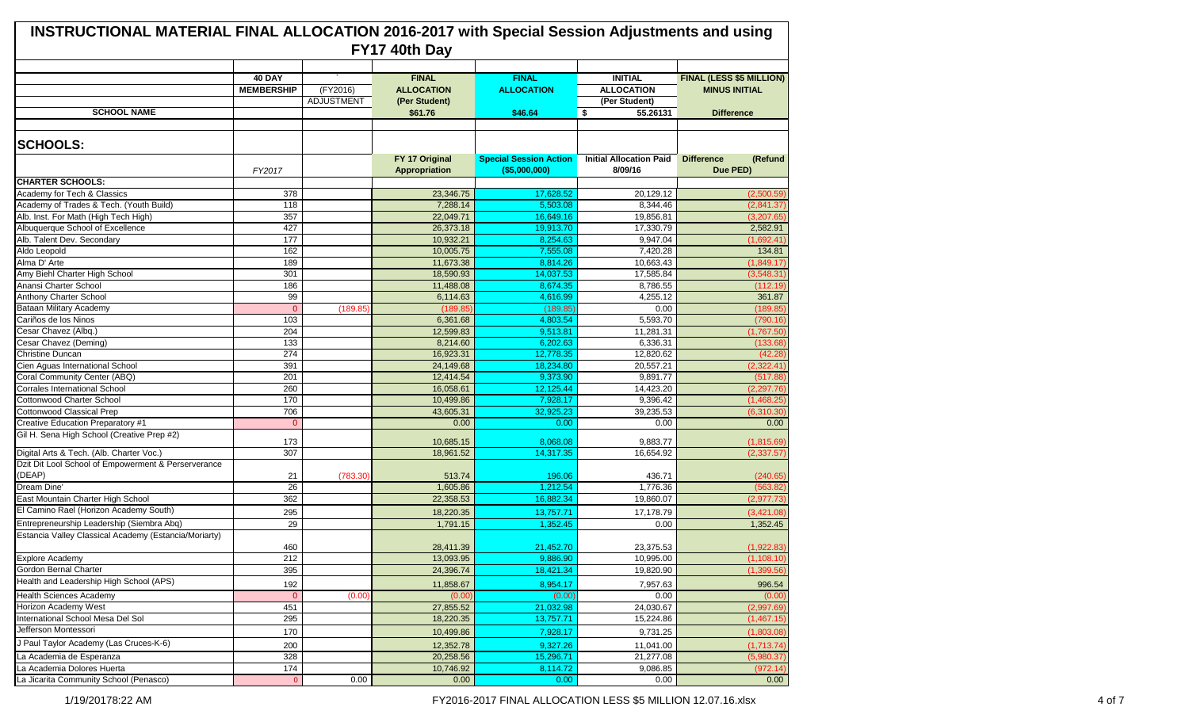# INSTRUCTIONAL MATERIAL FINAL ALLOCATION 2016-2017 with Special Session Adjustments and using FY17 40th Day

| | 40 DAY MEMBERSHIP | (FY2016) ADJUSTMENT | FINAL ALLOCATION (Per Student) | FINAL ALLOCATION | INITIAL ALLOCATION (Per Student) | FINAL (LESS $5 MILLION) MINUS INITIAL |
|---|---|---|---|---|---|---|
| SCHOOL NAME | | | $61.76 | $46.64 | $ 55.26131 | Difference |
| **SCHOOLS:** | | | | | | |
| | FY2017 | | FY 17 Original Appropriation | Special Session Action ($5,000,000) | Initial Allocation Paid 8/09/16 | Difference (Refund Due PED) |
| **CHARTER SCHOOLS:** | | | | | | |
| Academy for Tech & Classics | 378 | | 23,346.75 | 17,628.52 | 20,129.12 | (2,500.59) |
| Academy of Trades & Tech. (Youth Build) | 118 | | 7,288.14 | 5,503.08 | 8,344.46 | (2,841.37) |
| Alb. Inst. For Math (High Tech High) | 357 | | 22,049.71 | 16,649.16 | 19,856.81 | (3,207.65) |
| Albuquerque School of Excellence | 427 | | 26,373.18 | 19,913.70 | 17,330.79 | 2,582.91 |
| Alb. Talent Dev. Secondary | 177 | | 10,932.21 | 8,254.63 | 9,947.04 | (1,692.41) |
| Aldo Leopold | 162 | | 10,005.75 | 7,555.08 | 7,420.28 | 134.81 |
| Alma D' Arte | 189 | | 11,673.38 | 8,814.26 | 10,663.43 | (1,849.17) |
| Amy Biehl Charter High School | 301 | | 18,590.93 | 14,037.53 | 17,585.84 | (3,548.31) |
| Anansi Charter School | 186 | | 11,488.08 | 8,674.35 | 8,786.55 | (112.19) |
| Anthony Charter School | 99 | | 6,114.63 | 4,616.99 | 4,255.12 | 361.87 |
| Bataan Military Academy | 0 | (189.85) | (189.85) | (189.85) | 0.00 | (189.85) |
| Cariños de los Ninos | 103 | | 6,361.68 | 4,803.54 | 5,593.70 | (790.16) |
| Cesar Chavez (Albq.) | 204 | | 12,599.83 | 9,513.81 | 11,281.31 | (1,767.50) |
| Cesar Chavez (Deming) | 133 | | 8,214.60 | 6,202.63 | 6,336.31 | (133.68) |
| Christine Duncan | 274 | | 16,923.31 | 12,778.35 | 12,820.62 | (42.28) |
| Cien Aguas International School | 391 | | 24,149.68 | 18,234.80 | 20,557.21 | (2,322.41) |
| Coral Community Center (ABQ) | 201 | | 12,414.54 | 9,373.90 | 9,891.77 | (517.88) |
| Corrales International School | 260 | | 16,058.61 | 12,125.44 | 14,423.20 | (2,297.76) |
| Cottonwood Charter School | 170 | | 10,499.86 | 7,928.17 | 9,396.42 | (1,468.25) |
| Cottonwood Classical Prep | 706 | | 43,605.31 | 32,925.23 | 39,235.53 | (6,310.30) |
| Creative Education Preparatory #1 | 0 | | 0.00 | 0.00 | 0.00 | 0.00 |
| Gil H. Sena High School (Creative Prep #2) | 173 | | 10,685.15 | 8,068.08 | 9,883.77 | (1,815.69) |
| Digital Arts & Tech. (Alb. Charter Voc.) | 307 | | 18,961.52 | 14,317.35 | 16,654.92 | (2,337.57) |
| Dzit Dit Lool School of Empowerment & Perserverance (DEAP) | 21 | (783.30) | 513.74 | 196.06 | 436.71 | (240.65) |
| Dream Dine' | 26 | | 1,605.86 | 1,212.54 | 1,776.36 | (563.82) |
| East Mountain Charter High School | 362 | | 22,358.53 | 16,882.34 | 19,860.07 | (2,977.73) |
| El Camino Rael (Horizon Academy South) | 295 | | 18,220.35 | 13,757.71 | 17,178.79 | (3,421.08) |
| Entrepreneurship Leadership (Siembra Abq) | 29 | | 1,791.15 | 1,352.45 | 0.00 | 1,352.45 |
| Estancia Valley Classical Academy (Estancia/Moriarty) | 460 | | 28,411.39 | 21,452.70 | 23,375.53 | (1,922.83) |
| Explore Academy | 212 | | 13,093.95 | 9,886.90 | 10,995.00 | (1,108.10) |
| Gordon Bernal Charter | 395 | | 24,396.74 | 18,421.34 | 19,820.90 | (1,399.56) |
| Health and Leadership High School (APS) | 192 | | 11,858.67 | 8,954.17 | 7,957.63 | 996.54 |
| Health Sciences Academy | 0 | (0.00) | (0.00) | (0.00) | 0.00 | (0.00) |
| Horizon Academy West | 451 | | 27,855.52 | 21,032.98 | 24,030.67 | (2,997.69) |
| International School Mesa Del Sol | 295 | | 18,220.35 | 13,757.71 | 15,224.86 | (1,467.15) |
| Jefferson Montessori | 170 | | 10,499.86 | 7,928.17 | 9,731.25 | (1,803.08) |
| J Paul Taylor Academy (Las Cruces-K-6) | 200 | | 12,352.78 | 9,327.26 | 11,041.00 | (1,713.74) |
| La Academia de Esperanza | 328 | | 20,258.56 | 15,296.71 | 21,277.08 | (5,980.37) |
| La Academia Dolores Huerta | 174 | | 10,746.92 | 8,114.72 | 9,086.85 | (972.14) |
| La Jicarita Community School (Penasco) | 0 | 0.00 | 0.00 | 0.00 | 0.00 | 0.00 |

1/19/20178:22 AM FY2016-2017 FINAL ALLOCATION LESS $5 MILLION 12.07.16.xlsx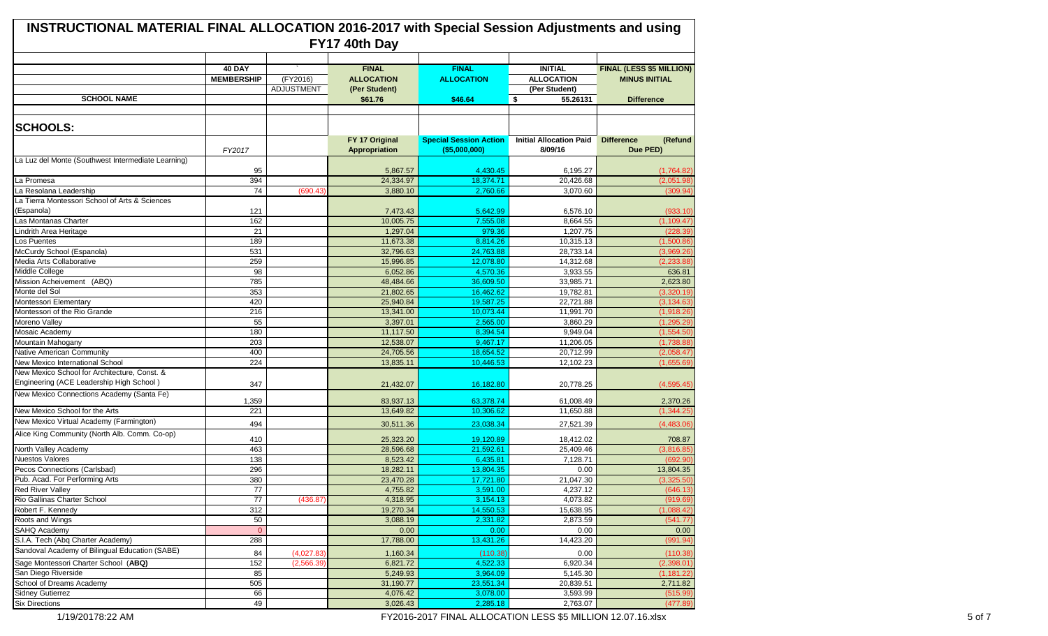# INSTRUCTIONAL MATERIAL FINAL ALLOCATION 2016-2017 with Special Session Adjustments and using FY17 40th Day

| SCHOOL NAME | 40 DAY MEMBERSHIP | (FY2016) ADJUSTMENT | FINAL ALLOCATION (Per Student) $61.76 | FINAL ALLOCATION $46.64 | INITIAL ALLOCATION (Per Student) $ 55.26131 | FINAL (LESS $5 MILLION) MINUS INITIAL Difference |
|---|---|---|---|---|---|---|
| **SCHOOLS:** | FY2017 | | FY 17 Original Appropriation | Special Session Action ($5,000,000) | Initial Allocation Paid 8/09/16 | Difference (Refund Due PED) |
| La Luz del Monte (Southwest Intermediate Learning) | 95 | | 5,867.57 | 4,430.45 | 6,195.27 | (1,764.82) |
| La Promesa | 394 | | 24,334.97 | 18,374.71 | 20,426.68 | (2,051.98) |
| La Resolana Leadership | 74 | (690.43) | 3,880.10 | 2,760.66 | 3,070.60 | (309.94) |
| La Tierra Montessori School of Arts & Sciences (Espanola) | 121 | | 7,473.43 | 5,642.99 | 6,576.10 | (933.10) |
| Las Montanas Charter | 162 | | 10,005.75 | 7,555.08 | 8,664.55 | (1,109.47) |
| Lindrith Area Heritage | 21 | | 1,297.04 | 979.36 | 1,207.75 | (228.39) |
| Los Puentes | 189 | | 11,673.38 | 8,814.26 | 10,315.13 | (1,500.86) |
| McCurdy School (Espanola) | 531 | | 32,796.63 | 24,763.88 | 28,733.14 | (3,969.26) |
| Media Arts Collaborative | 259 | | 15,996.85 | 12,078.80 | 14,312.68 | (2,233.88) |
| Middle College | 98 | | 6,052.86 | 4,570.36 | 3,933.55 | 636.81 |
| Mission Acheivement (ABQ) | 785 | | 48,484.66 | 36,609.50 | 33,985.71 | 2,623.80 |
| Monte del Sol | 353 | | 21,802.65 | 16,462.62 | 19,782.81 | (3,320.19) |
| Montessori Elementary | 420 | | 25,940.84 | 19,587.25 | 22,721.88 | (3,134.63) |
| Montessori of the Rio Grande | 216 | | 13,341.00 | 10,073.44 | 11,991.70 | (1,918.26) |
| Moreno Valley | 55 | | 3,397.01 | 2,565.00 | 3,860.29 | (1,295.29) |
| Mosaic Academy | 180 | | 11,117.50 | 8,394.54 | 9,949.04 | (1,554.50) |
| Mountain Mahogany | 203 | | 12,538.07 | 9,467.17 | 11,206.05 | (1,738.88) |
| Native American Community | 400 | | 24,705.56 | 18,654.52 | 20,712.99 | (2,058.47) |
| New Mexico International School | 224 | | 13,835.11 | 10,446.53 | 12,102.23 | (1,655.69) |
| New Mexico School for Architecture, Const. & Engineering (ACE Leadership High School ) | 347 | | 21,432.07 | 16,182.80 | 20,778.25 | (4,595.45) |
| New Mexico Connections Academy (Santa Fe) | 1,359 | | 83,937.13 | 63,378.74 | 61,008.49 | 2,370.26 |
| New Mexico School for the Arts | 221 | | 13,649.82 | 10,306.62 | 11,650.88 | (1,344.25) |
| New Mexico Virtual Academy (Farmington) | 494 | | 30,511.36 | 23,038.34 | 27,521.39 | (4,483.06) |
| Alice King Community (North Alb. Comm. Co-op) | 410 | | 25,323.20 | 19,120.89 | 18,412.02 | 708.87 |
| North Valley Academy | 463 | | 28,596.68 | 21,592.61 | 25,409.46 | (3,816.85) |
| Nuestos Valores | 138 | | 8,523.42 | 6,435.81 | 7,128.71 | (692.90) |
| Pecos Connections (Carlsbad) | 296 | | 18,282.11 | 13,804.35 | 0.00 | 13,804.35 |
| Pub. Acad. For Performing Arts | 380 | | 23,470.28 | 17,721.80 | 21,047.30 | (3,325.50) |
| Red River Valley | 77 | | 4,755.82 | 3,591.00 | 4,237.12 | (646.13) |
| Rio Gallinas Charter School | 77 | (436.87) | 4,318.95 | 3,154.13 | 4,073.82 | (919.69) |
| Robert F. Kennedy | 312 | | 19,270.34 | 14,550.53 | 15,638.95 | (1,088.42) |
| Roots and Wings | 50 | | 3,088.19 | 2,331.82 | 2,873.59 | (541.77) |
| SAHQ Academy | 0 | | 0.00 | 0.00 | 0.00 | 0.00 |
| S.I.A. Tech (Abq Charter Academy) | 288 | | 17,788.00 | 13,431.26 | 14,423.20 | (991.94) |
| Sandoval Academy of Bilingual Education (SABE) | 84 | (4,027.83) | 1,160.34 | (110.38) | 0.00 | (110.38) |
| Sage Montessori Charter School (**ABQ**) | 152 | (2,566.39) | 6,821.72 | 4,522.33 | 6,920.34 | (2,398.01) |
| San Diego Riverside | 85 | | 5,249.93 | 3,964.09 | 5,145.30 | (1,181.22) |
| School of Dreams Academy | 505 | | 31,190.77 | 23,551.34 | 20,839.51 | 2,711.82 |
| Sidney Gutierrez | 66 | | 4,076.42 | 3,078.00 | 3,593.99 | (515.99) |
| Six Directions | 49 | | 3,026.43 | 2,285.18 | 2,763.07 | (477.89) |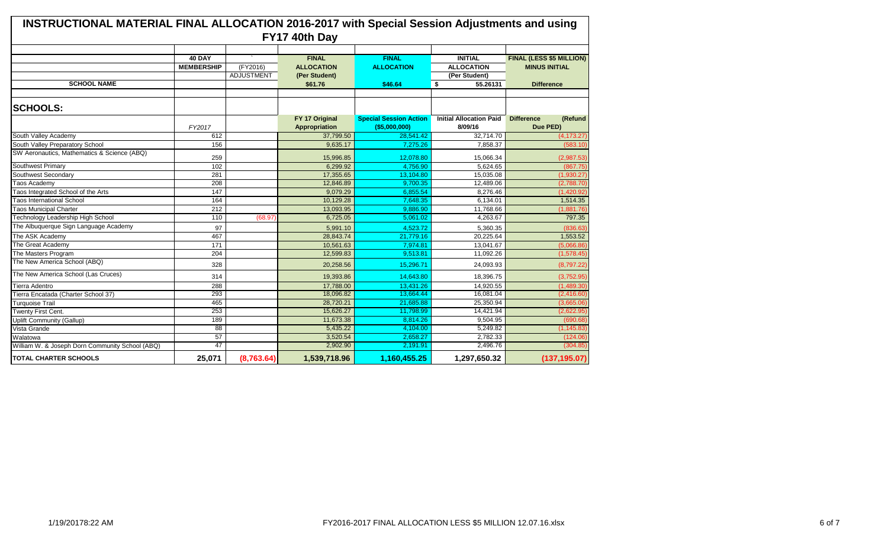# INSTRUCTIONAL MATERIAL FINAL ALLOCATION 2016-2017 with Special Session Adjustments and using FY17 40th Day

| SCHOOL NAME | 40 DAY MEMBERSHIP | (FY2016) ADJUSTMENT | FINAL ALLOCATION (Per Student) $61.76 | FINAL ALLOCATION $46.64 | INITIAL ALLOCATION (Per Student) $ 55.26131 | FINAL (LESS $5 MILLION) MINUS INITIAL Difference |
|---|---|---|---|---|---|---|
| **SCHOOLS:** | | | | | | |
| | FY2017 | | FY 17 Original Appropriation | Special Session Action ($5,000,000) | Initial Allocation Paid 8/09/16 | Difference (Refund Due PED) |
| South Valley Academy | 612 | | 37,799.50 | 28,541.42 | 32,714.70 | (4,173.27) |
| South Valley Preparatory School | 156 | | 9,635.17 | 7,275.26 | 7,858.37 | (583.10) |
| SW Aeronautics, Mathematics & Science (ABQ) | 259 | | 15,996.85 | 12,078.80 | 15,066.34 | (2,987.53) |
| Southwest Primary | 102 | | 6,299.92 | 4,756.90 | 5,624.65 | (867.75) |
| Southwest Secondary | 281 | | 17,355.65 | 13,104.80 | 15,035.08 | (1,930.27) |
| Taos Academy | 208 | | 12,846.89 | 9,700.35 | 12,489.06 | (2,788.70) |
| Taos Integrated School of the Arts | 147 | | 9,079.29 | 6,855.54 | 8,276.46 | (1,420.92) |
| Taos International School | 164 | | 10,129.28 | 7,648.35 | 6,134.01 | 1,514.35 |
| Taos Municipal Charter | 212 | | 13,093.95 | 9,886.90 | 11,768.66 | (1,881.76) |
| Technology Leadership High School | 110 | (68.97) | 6,725.05 | 5,061.02 | 4,263.67 | 797.35 |
| The Albuquerque Sign Language Academy | 97 | | 5,991.10 | 4,523.72 | 5,360.35 | (836.63) |
| The ASK Academy | 467 | | 28,843.74 | 21,779.16 | 20,225.64 | 1,553.52 |
| The Great Academy | 171 | | 10,561.63 | 7,974.81 | 13,041.67 | (5,066.86) |
| The Masters Program | 204 | | 12,599.83 | 9,513.81 | 11,092.26 | (1,578.45) |
| The New America School (ABQ) | 328 | | 20,258.56 | 15,296.71 | 24,093.93 | (8,797.22) |
| The New America School (Las Cruces) | 314 | | 19,393.86 | 14,643.80 | 18,396.75 | (3,752.95) |
| Tierra Adentro | 288 | | 17,788.00 | 13,431.26 | 14,920.55 | (1,489.30) |
| Tierra Encatada (Charter School 37) | 293 | | 18,096.82 | 13,664.44 | 16,081.04 | (2,416.60) |
| Turquoise Trail | 465 | | 28,720.21 | 21,685.88 | 25,350.94 | (3,665.06) |
| Twenty First Cent. | 253 | | 15,626.27 | 11,798.99 | 14,421.94 | (2,622.95) |
| Uplift Community (Gallup) | 189 | | 11,673.38 | 8,814.26 | 9,504.95 | (690.68) |
| Vista Grande | 88 | | 5,435.22 | 4,104.00 | 5,249.82 | (1,145.83) |
| Walatowa | 57 | | 3,520.54 | 2,658.27 | 2,782.33 | (124.06) |
| William W. & Joseph Dorn Community School (ABQ) | 47 | | 2,902.90 | 2,191.91 | 2,496.76 | (304.85) |
| **TOTAL CHARTER SCHOOLS** | **25,071** | **(8,763.64)** | **1,539,718.96** | **1,160,455.25** | **1,297,650.32** | **(137,195.07)** |

1/19/20178:22 AM FY2016-2017 FINAL ALLOCATION LESS $5 MILLION 12.07.16.xlsx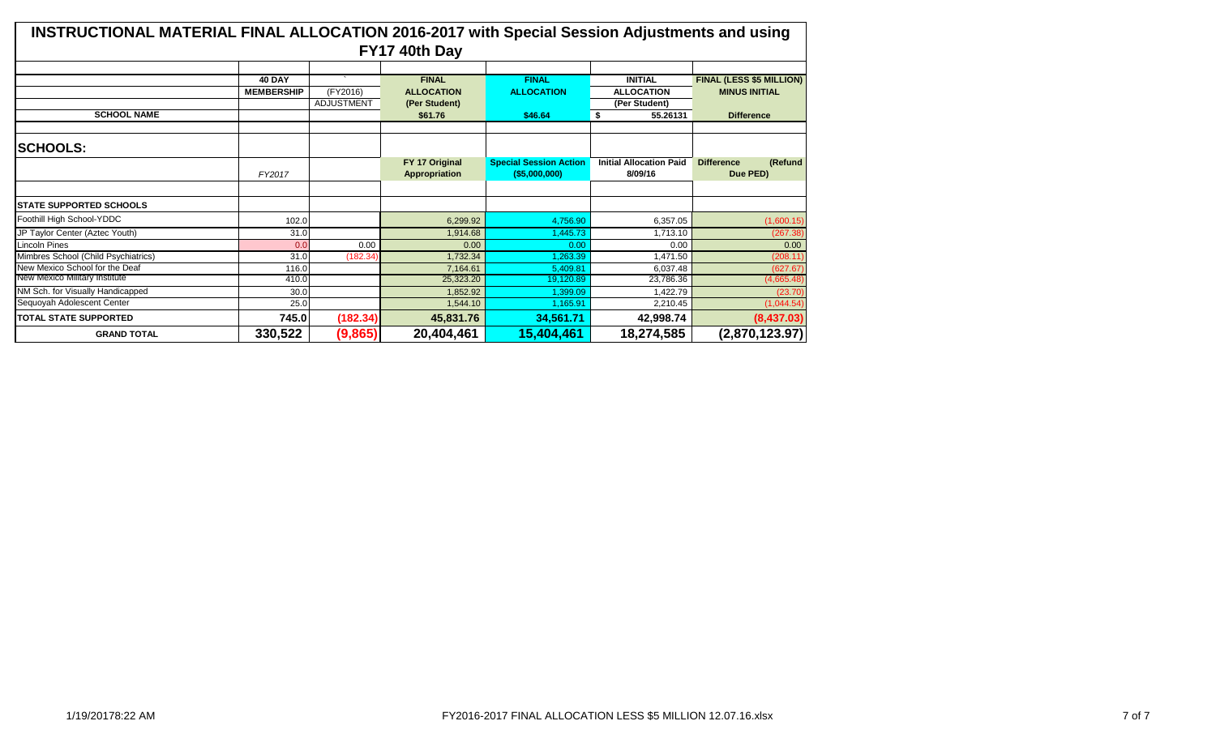# INSTRUCTIONAL MATERIAL FINAL ALLOCATION 2016-2017 with Special Session Adjustments and using FY17 40th Day

| SCHOOL NAME | 40 DAY MEMBERSHIP | (FY2016) ADJUSTMENT | FINAL ALLOCATION (Per Student) $61.76 | FINAL ALLOCATION $46.64 | INITIAL ALLOCATION (Per Student) $ 55.26131 | FINAL (LESS $5 MILLION) MINUS INITIAL Difference |
|---|---|---|---|---|---|---|
| **SCHOOLS:** | FY2017 | | FY 17 Original Appropriation | Special Session Action ($5,000,000) | Initial Allocation Paid 8/09/16 | Difference (Refund Due PED) |
| **STATE SUPPORTED SCHOOLS** | | | | | | |
| Foothill High School-YDDC | 102.0 | | 6,299.92 | 4,756.90 | 6,357.05 | (1,600.15) |
| JP Taylor Center (Aztec Youth) | 31.0 | | 1,914.68 | 1,445.73 | 1,713.10 | (267.38) |
| Lincoln Pines | 0.0 | 0.00 | 0.00 | 0.00 | 0.00 | 0.00 |
| Mimbres School (Child Psychiatrics) | 31.0 | (182.34) | 1,732.34 | 1,263.39 | 1,471.50 | (208.11) |
| New Mexico School for the Deaf | 116.0 | | 7,164.61 | 5,409.81 | 6,037.48 | (627.67) |
| New Mexico Military Institute | 410.0 | | 25,323.20 | 19,120.89 | 23,786.36 | (4,665.48) |
| NM Sch. for Visually Handicapped | 30.0 | | 1,852.92 | 1,399.09 | 1,422.79 | (23.70) |
| Sequoyah Adolescent Center | 25.0 | | 1,544.10 | 1,165.91 | 2,210.45 | (1,044.54) |
| **TOTAL STATE SUPPORTED** | **745.0** | **(182.34)** | **45,831.76** | **34,561.71** | **42,998.74** | **(8,437.03)** |
| **GRAND TOTAL** | **330,522** | **(9,865)** | **20,404,461** | **15,404,461** | **18,274,585** | **(2,870,123.97)** |